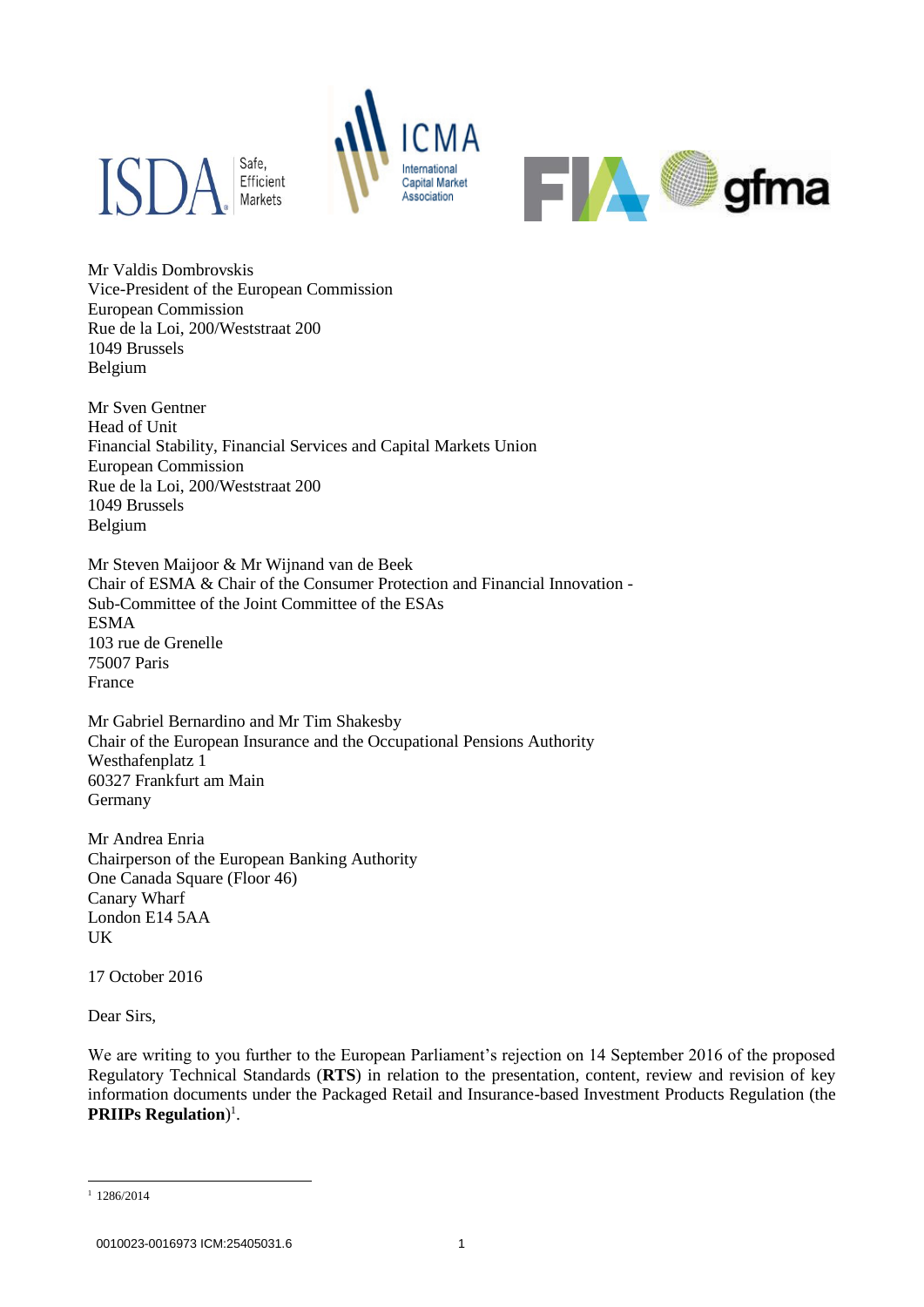Mr Valdis Dombrovskis
Vice-President of the European Commission
European Commission
Rue de la Loi, 200/Weststraat 200
1049 Brussels
Belgium

Mr Sven Gentner
Head of Unit
Financial Stability, Financial Services and Capital Markets Union
European Commission
Rue de la Loi, 200/Weststraat 200
1049 Brussels
Belgium

Mr Steven Maijoor & Mr Wijnand van de Beek
Chair of ESMA & Chair of the Consumer Protection and Financial Innovation - Sub-Committee of the Joint Committee of the ESAs
ESMA
103 rue de Grenelle
75007 Paris
France

Mr Gabriel Bernardino and Mr Tim Shakesby
Chair of the European Insurance and the Occupational Pensions Authority
Westhafenplatz 1
60327 Frankfurt am Main
Germany

Mr Andrea Enria
Chairperson of the European Banking Authority
One Canada Square (Floor 46)
Canary Wharf
London E14 5AA
UK

17 October 2016

Dear Sirs,

We are writing to you further to the European Parliament's rejection on 14 September 2016 of the proposed Regulatory Technical Standards (**RTS**) in relation to the presentation, content, review and revision of key information documents under the Packaged Retail and Insurance-based Investment Products Regulation (the **PRIIPs Regulation**)[1].

[1] 1286/2014

0010023-0016973 ICM:25405031.6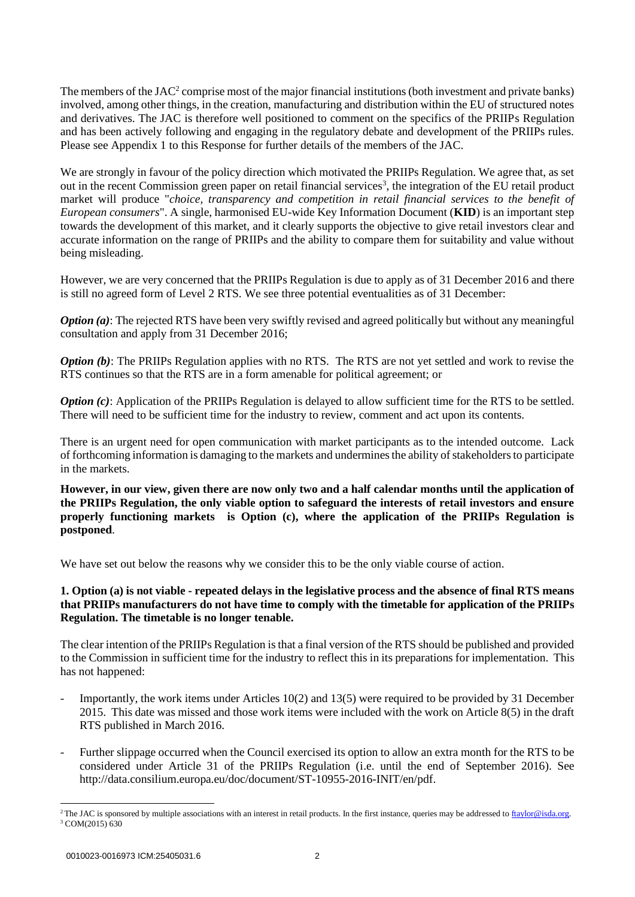The members of the JAC[2] comprise most of the major financial institutions (both investment and private banks) involved, among other things, in the creation, manufacturing and distribution within the EU of structured notes and derivatives. The JAC is therefore well positioned to comment on the specifics of the PRIIPs Regulation and has been actively following and engaging in the regulatory debate and development of the PRIIPs rules. Please see Appendix 1 to this Response for further details of the members of the JAC.

We are strongly in favour of the policy direction which motivated the PRIIPs Regulation. We agree that, as set out in the recent Commission green paper on retail financial services[3], the integration of the EU retail product market will produce "*choice, transparency and competition in retail financial services to the benefit of European consumers*". A single, harmonised EU-wide Key Information Document (**KID**) is an important step towards the development of this market, and it clearly supports the objective to give retail investors clear and accurate information on the range of PRIIPs and the ability to compare them for suitability and value without being misleading.

However, we are very concerned that the PRIIPs Regulation is due to apply as of 31 December 2016 and there is still no agreed form of Level 2 RTS. We see three potential eventualities as of 31 December:

***Option (a)***: The rejected RTS have been very swiftly revised and agreed politically but without any meaningful consultation and apply from 31 December 2016;

***Option (b)***: The PRIIPs Regulation applies with no RTS. The RTS are not yet settled and work to revise the RTS continues so that the RTS are in a form amenable for political agreement; or

***Option (c)***: Application of the PRIIPs Regulation is delayed to allow sufficient time for the RTS to be settled. There will need to be sufficient time for the industry to review, comment and act upon its contents.

There is an urgent need for open communication with market participants as to the intended outcome. Lack of forthcoming information is damaging to the markets and undermines the ability of stakeholders to participate in the markets.

**However, in our view, given there are now only two and a half calendar months until the application of the PRIIPs Regulation, the only viable option to safeguard the interests of retail investors and ensure properly functioning markets is Option (c), where the application of the PRIIPs Regulation is postponed**.

We have set out below the reasons why we consider this to be the only viable course of action.

**1. Option (a) is not viable - repeated delays in the legislative process and the absence of final RTS means that PRIIPs manufacturers do not have time to comply with the timetable for application of the PRIIPs Regulation. The timetable is no longer tenable.**

The clear intention of the PRIIPs Regulation is that a final version of the RTS should be published and provided to the Commission in sufficient time for the industry to reflect this in its preparations for implementation. This has not happened:

- Importantly, the work items under Articles 10(2) and 13(5) were required to be provided by 31 December 2015. This date was missed and those work items were included with the work on Article 8(5) in the draft RTS published in March 2016.

- Further slippage occurred when the Council exercised its option to allow an extra month for the RTS to be considered under Article 31 of the PRIIPs Regulation (i.e. until the end of September 2016). See http://data.consilium.europa.eu/doc/document/ST-10955-2016-INIT/en/pdf.

---

[2] The JAC is sponsored by multiple associations with an interest in retail products. In the first instance, queries may be addressed to ftaylor@isda.org.

[3] COM(2015) 630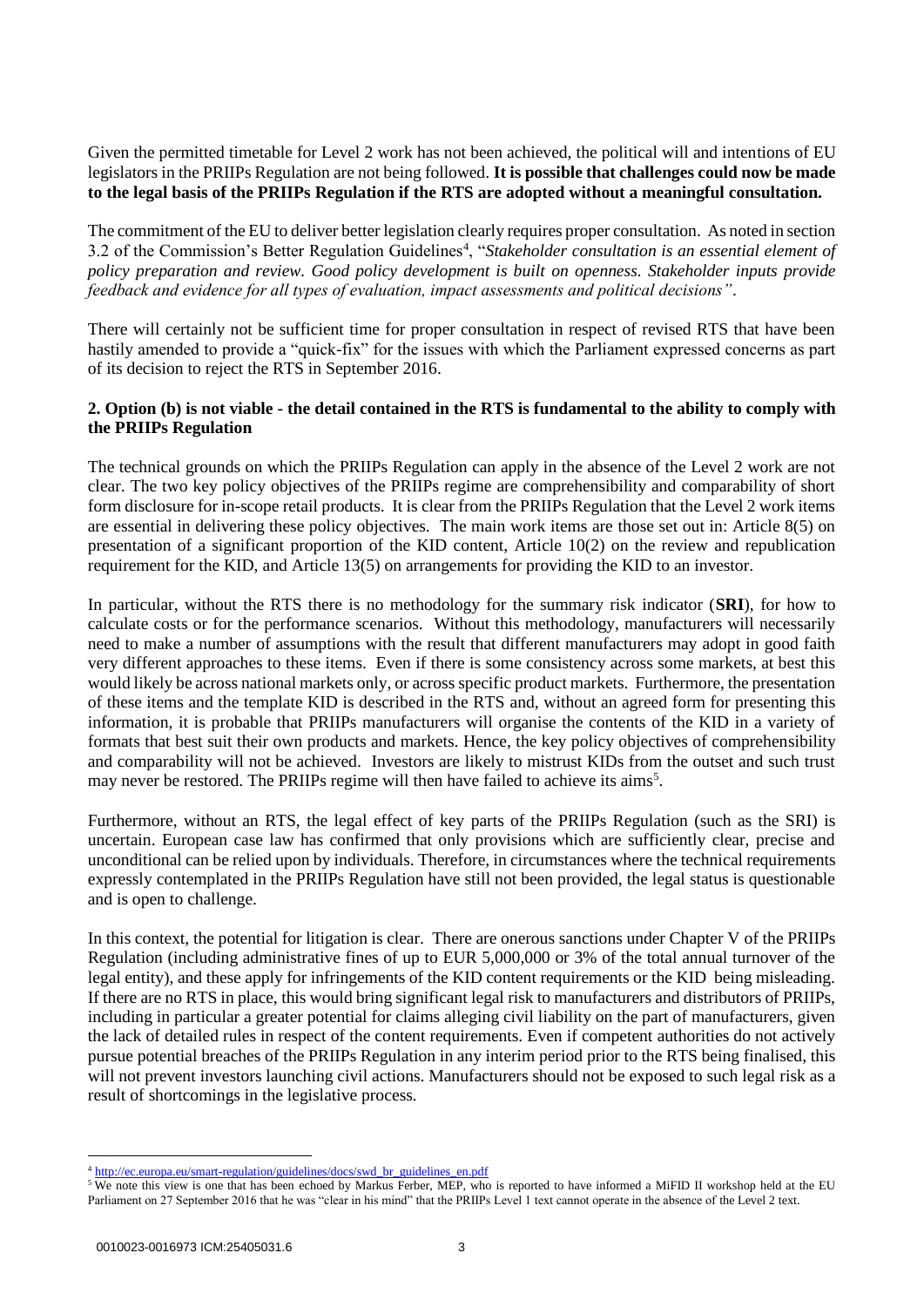Given the permitted timetable for Level 2 work has not been achieved, the political will and intentions of EU legislators in the PRIIPs Regulation are not being followed. **It is possible that challenges could now be made to the legal basis of the PRIIPs Regulation if the RTS are adopted without a meaningful consultation.**

The commitment of the EU to deliver better legislation clearly requires proper consultation. As noted in section 3.2 of the Commission's Better Regulation Guidelines[4], "*Stakeholder consultation is an essential element of policy preparation and review. Good policy development is built on openness. Stakeholder inputs provide feedback and evidence for all types of evaluation, impact assessments and political decisions"*.

There will certainly not be sufficient time for proper consultation in respect of revised RTS that have been hastily amended to provide a "quick-fix" for the issues with which the Parliament expressed concerns as part of its decision to reject the RTS in September 2016.

**2. Option (b) is not viable - the detail contained in the RTS is fundamental to the ability to comply with the PRIIPs Regulation**

The technical grounds on which the PRIIPs Regulation can apply in the absence of the Level 2 work are not clear. The two key policy objectives of the PRIIPs regime are comprehensibility and comparability of short form disclosure for in-scope retail products. It is clear from the PRIIPs Regulation that the Level 2 work items are essential in delivering these policy objectives. The main work items are those set out in: Article 8(5) on presentation of a significant proportion of the KID content, Article 10(2) on the review and republication requirement for the KID, and Article 13(5) on arrangements for providing the KID to an investor.

In particular, without the RTS there is no methodology for the summary risk indicator (**SRI**), for how to calculate costs or for the performance scenarios. Without this methodology, manufacturers will necessarily need to make a number of assumptions with the result that different manufacturers may adopt in good faith very different approaches to these items. Even if there is some consistency across some markets, at best this would likely be across national markets only, or across specific product markets. Furthermore, the presentation of these items and the template KID is described in the RTS and, without an agreed form for presenting this information, it is probable that PRIIPs manufacturers will organise the contents of the KID in a variety of formats that best suit their own products and markets. Hence, the key policy objectives of comprehensibility and comparability will not be achieved. Investors are likely to mistrust KIDs from the outset and such trust may never be restored. The PRIIPs regime will then have failed to achieve its aims[5].

Furthermore, without an RTS, the legal effect of key parts of the PRIIPs Regulation (such as the SRI) is uncertain. European case law has confirmed that only provisions which are sufficiently clear, precise and unconditional can be relied upon by individuals. Therefore, in circumstances where the technical requirements expressly contemplated in the PRIIPs Regulation have still not been provided, the legal status is questionable and is open to challenge.

In this context, the potential for litigation is clear. There are onerous sanctions under Chapter V of the PRIIPs Regulation (including administrative fines of up to EUR 5,000,000 or 3% of the total annual turnover of the legal entity), and these apply for infringements of the KID content requirements or the KID being misleading. If there are no RTS in place, this would bring significant legal risk to manufacturers and distributors of PRIIPs, including in particular a greater potential for claims alleging civil liability on the part of manufacturers, given the lack of detailed rules in respect of the content requirements. Even if competent authorities do not actively pursue potential breaches of the PRIIPs Regulation in any interim period prior to the RTS being finalised, this will not prevent investors launching civil actions. Manufacturers should not be exposed to such legal risk as a result of shortcomings in the legislative process.

---

[4] http://ec.europa.eu/smart-regulation/guidelines/docs/swd_br_guidelines_en.pdf

[5] We note this view is one that has been echoed by Markus Ferber, MEP, who is reported to have informed a MiFID II workshop held at the EU Parliament on 27 September 2016 that he was "clear in his mind" that the PRIIPs Level 1 text cannot operate in the absence of the Level 2 text.

0010023-0016973 ICM:25405031.6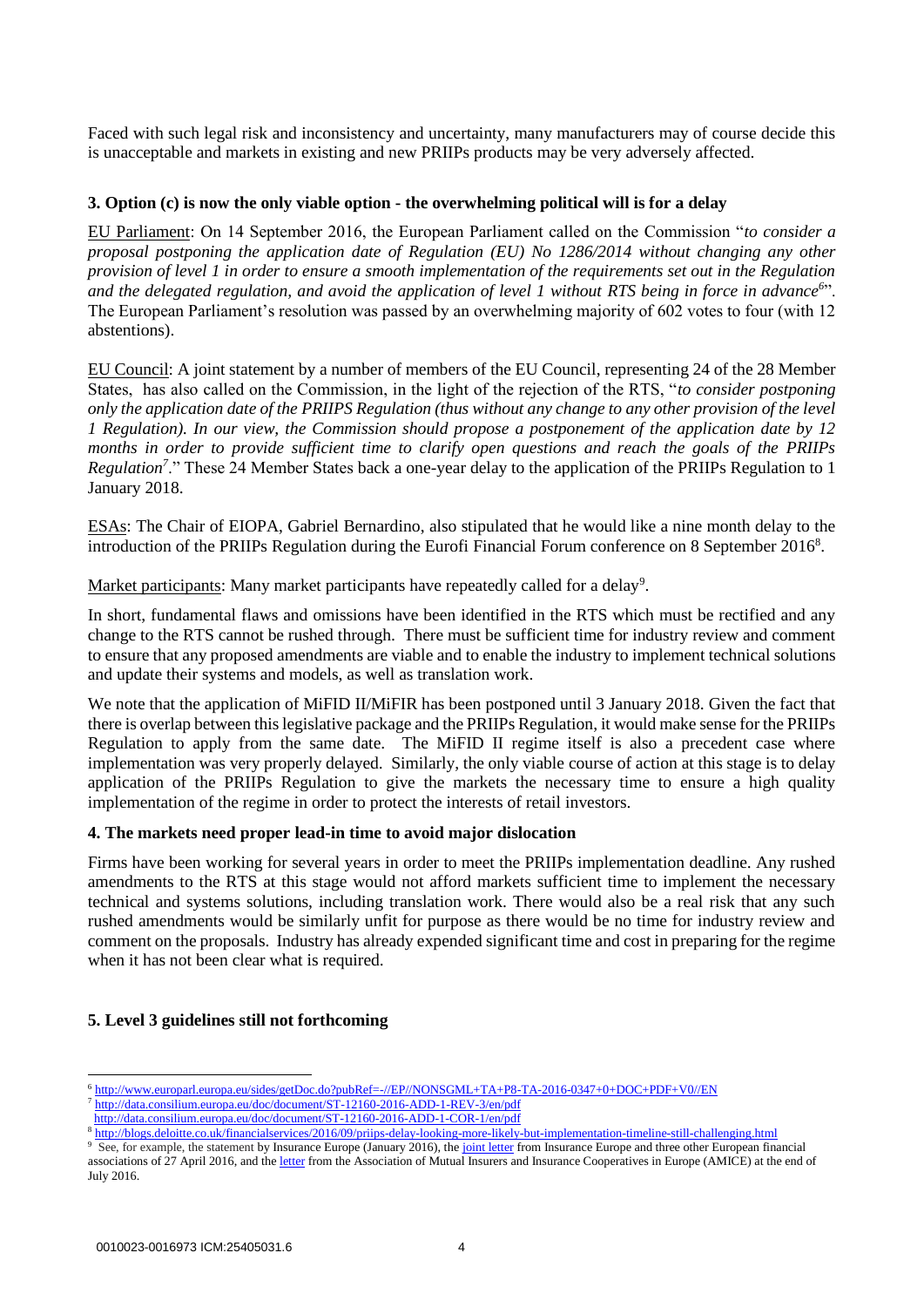Faced with such legal risk and inconsistency and uncertainty, many manufacturers may of course decide this is unacceptable and markets in existing and new PRIIPs products may be very adversely affected.

### 3. Option (c) is now the only viable option - the overwhelming political will is for a delay

EU Parliament: On 14 September 2016, the European Parliament called on the Commission "*to consider a proposal postponing the application date of Regulation (EU) No 1286/2014 without changing any other provision of level 1 in order to ensure a smooth implementation of the requirements set out in the Regulation and the delegated regulation, and avoid the application of level 1 without RTS being in force in advance*[6]". The European Parliament's resolution was passed by an overwhelming majority of 602 votes to four (with 12 abstentions).

EU Council: A joint statement by a number of members of the EU Council, representing 24 of the 28 Member States, has also called on the Commission, in the light of the rejection of the RTS, "*to consider postponing only the application date of the PRIIPS Regulation (thus without any change to any other provision of the level 1 Regulation). In our view, the Commission should propose a postponement of the application date by 12 months in order to provide sufficient time to clarify open questions and reach the goals of the PRIIPs Regulation*[7]." These 24 Member States back a one-year delay to the application of the PRIIPs Regulation to 1 January 2018.

ESAs: The Chair of EIOPA, Gabriel Bernardino, also stipulated that he would like a nine month delay to the introduction of the PRIIPs Regulation during the Eurofi Financial Forum conference on 8 September 2016[8].

Market participants: Many market participants have repeatedly called for a delay[9].

In short, fundamental flaws and omissions have been identified in the RTS which must be rectified and any change to the RTS cannot be rushed through. There must be sufficient time for industry review and comment to ensure that any proposed amendments are viable and to enable the industry to implement technical solutions and update their systems and models, as well as translation work.

We note that the application of MiFID II/MiFIR has been postponed until 3 January 2018. Given the fact that there is overlap between this legislative package and the PRIIPs Regulation, it would make sense for the PRIIPs Regulation to apply from the same date. The MiFID II regime itself is also a precedent case where implementation was very properly delayed. Similarly, the only viable course of action at this stage is to delay application of the PRIIPs Regulation to give the markets the necessary time to ensure a high quality implementation of the regime in order to protect the interests of retail investors.

### 4. The markets need proper lead-in time to avoid major dislocation

Firms have been working for several years in order to meet the PRIIPs implementation deadline. Any rushed amendments to the RTS at this stage would not afford markets sufficient time to implement the necessary technical and systems solutions, including translation work. There would also be a real risk that any such rushed amendments would be similarly unfit for purpose as there would be no time for industry review and comment on the proposals. Industry has already expended significant time and cost in preparing for the regime when it has not been clear what is required.

### 5. Level 3 guidelines still not forthcoming

---

[6] http://www.europarl.europa.eu/sides/getDoc.do?pubRef=-//EP//NONSGML+TA+P8-TA-2016-0347+0+DOC+PDF+V0//EN

[7] http://data.consilium.europa.eu/doc/document/ST-12160-2016-ADD-1-REV-3/en/pdf
http://data.consilium.europa.eu/doc/document/ST-12160-2016-ADD-1-COR-1/en/pdf

[8] http://blogs.deloitte.co.uk/financialservices/2016/09/priips-delay-looking-more-likely-but-implementation-timeline-still-challenging.html

[9] See, for example, the statement by Insurance Europe (January 2016), the joint letter from Insurance Europe and three other European financial associations of 27 April 2016, and the letter from the Association of Mutual Insurers and Insurance Cooperatives in Europe (AMICE) at the end of July 2016.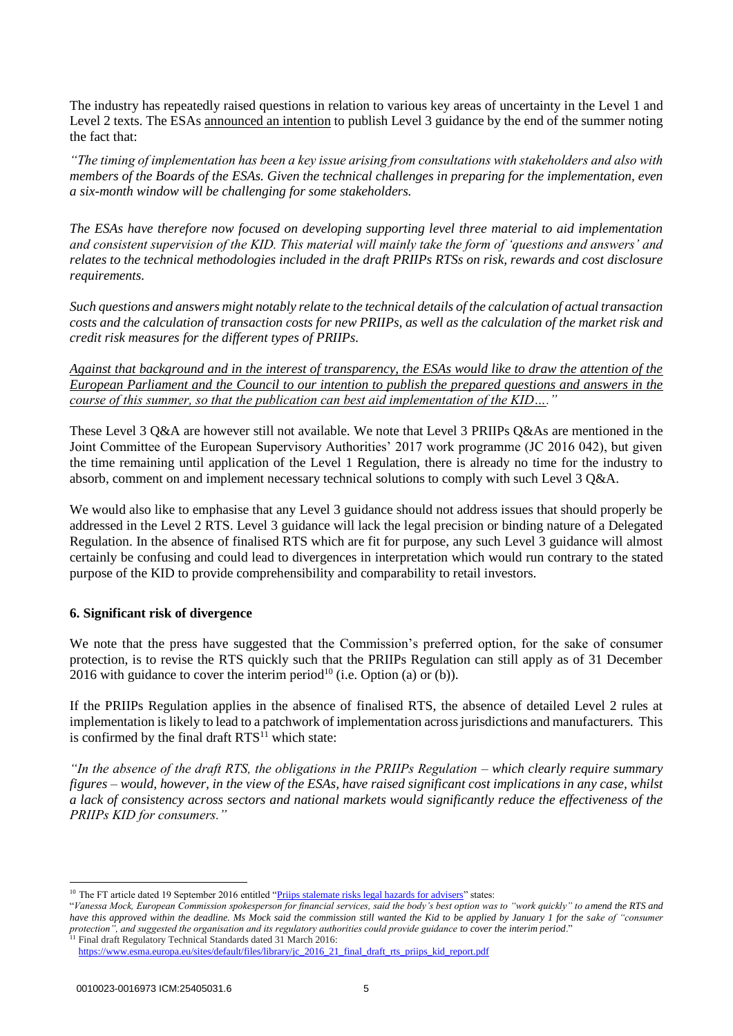The industry has repeatedly raised questions in relation to various key areas of uncertainty in the Level 1 and Level 2 texts. The ESAs announced an intention to publish Level 3 guidance by the end of the summer noting the fact that:

*"The timing of implementation has been a key issue arising from consultations with stakeholders and also with members of the Boards of the ESAs. Given the technical challenges in preparing for the implementation, even a six-month window will be challenging for some stakeholders.*

*The ESAs have therefore now focused on developing supporting level three material to aid implementation and consistent supervision of the KID. This material will mainly take the form of 'questions and answers' and relates to the technical methodologies included in the draft PRIIPs RTSs on risk, rewards and cost disclosure requirements.*

*Such questions and answers might notably relate to the technical details of the calculation of actual transaction costs and the calculation of transaction costs for new PRIIPs, as well as the calculation of the market risk and credit risk measures for the different types of PRIIPs.*

*Against that background and in the interest of transparency, the ESAs would like to draw the attention of the European Parliament and the Council to our intention to publish the prepared questions and answers in the course of this summer, so that the publication can best aid implementation of the KID…."*

These Level 3 Q&A are however still not available. We note that Level 3 PRIIPs Q&As are mentioned in the Joint Committee of the European Supervisory Authorities' 2017 work programme (JC 2016 042), but given the time remaining until application of the Level 1 Regulation, there is already no time for the industry to absorb, comment on and implement necessary technical solutions to comply with such Level 3 Q&A.

We would also like to emphasise that any Level 3 guidance should not address issues that should properly be addressed in the Level 2 RTS. Level 3 guidance will lack the legal precision or binding nature of a Delegated Regulation. In the absence of finalised RTS which are fit for purpose, any such Level 3 guidance will almost certainly be confusing and could lead to divergences in interpretation which would run contrary to the stated purpose of the KID to provide comprehensibility and comparability to retail investors.

### 6. Significant risk of divergence

We note that the press have suggested that the Commission's preferred option, for the sake of consumer protection, is to revise the RTS quickly such that the PRIIPs Regulation can still apply as of 31 December 2016 with guidance to cover the interim period[10] (i.e. Option (a) or (b)).

If the PRIIPs Regulation applies in the absence of finalised RTS, the absence of detailed Level 2 rules at implementation is likely to lead to a patchwork of implementation across jurisdictions and manufacturers. This is confirmed by the final draft RTS[11] which state:

*"In the absence of the draft RTS, the obligations in the PRIIPs Regulation – which clearly require summary figures – would, however, in the view of the ESAs, have raised significant cost implications in any case, whilst a lack of consistency across sectors and national markets would significantly reduce the effectiveness of the PRIIPs KID for consumers."*

---

[10] The FT article dated 19 September 2016 entitled "Priips stalemate risks legal hazards for advisers" states:
"*Vanessa Mock, European Commission spokesperson for financial services, said the body's best option was to "work quickly" to amend the RTS and have this approved within the deadline. Ms Mock said the commission still wanted the Kid to be applied by January 1 for the sake of "consumer protection", and suggested the organisation and its regulatory authorities could provide guidance to cover the interim period*."

[11] Final draft Regulatory Technical Standards dated 31 March 2016:
https://www.esma.europa.eu/sites/default/files/library/jc_2016_21_final_draft_rts_priips_kid_report.pdf

0010023-0016973 ICM:25405031.6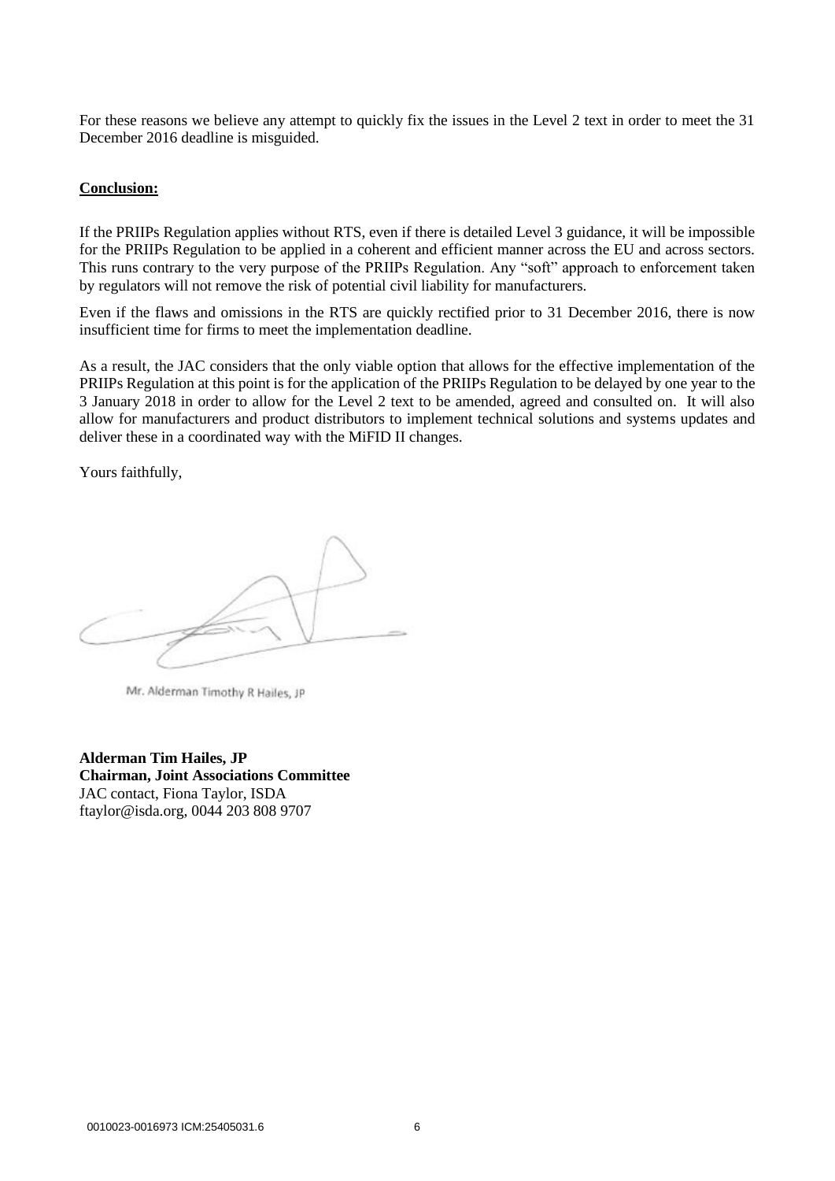For these reasons we believe any attempt to quickly fix the issues in the Level 2 text in order to meet the 31 December 2016 deadline is misguided.

**Conclusion:**

If the PRIIPs Regulation applies without RTS, even if there is detailed Level 3 guidance, it will be impossible for the PRIIPs Regulation to be applied in a coherent and efficient manner across the EU and across sectors. This runs contrary to the very purpose of the PRIIPs Regulation. Any "soft" approach to enforcement taken by regulators will not remove the risk of potential civil liability for manufacturers.

Even if the flaws and omissions in the RTS are quickly rectified prior to 31 December 2016, there is now insufficient time for firms to meet the implementation deadline.

As a result, the JAC considers that the only viable option that allows for the effective implementation of the PRIIPs Regulation at this point is for the application of the PRIIPs Regulation to be delayed by one year to the 3 January 2018 in order to allow for the Level 2 text to be amended, agreed and consulted on. It will also allow for manufacturers and product distributors to implement technical solutions and systems updates and deliver these in a coordinated way with the MiFID II changes.

Yours faithfully,

Mr. Alderman Timothy R Hailes, JP

**Alderman Tim Hailes, JP**
**Chairman, Joint Associations Committee**
JAC contact, Fiona Taylor, ISDA
ftaylor@isda.org, 0044 203 808 9707

0010023-0016973 ICM:25405031.6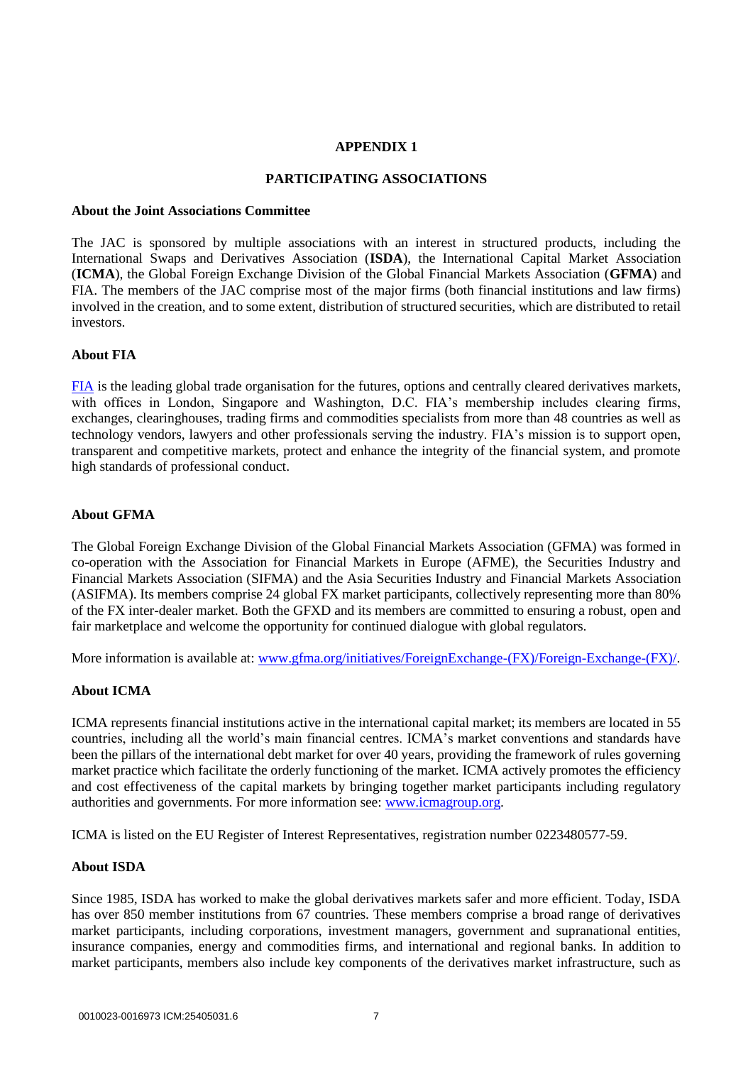# APPENDIX 1

## PARTICIPATING ASSOCIATIONS

### About the Joint Associations Committee

The JAC is sponsored by multiple associations with an interest in structured products, including the International Swaps and Derivatives Association (**ISDA**), the International Capital Market Association (**ICMA**), the Global Foreign Exchange Division of the Global Financial Markets Association (**GFMA**) and FIA. The members of the JAC comprise most of the major firms (both financial institutions and law firms) involved in the creation, and to some extent, distribution of structured securities, which are distributed to retail investors.

### About FIA

FIA is the leading global trade organisation for the futures, options and centrally cleared derivatives markets, with offices in London, Singapore and Washington, D.C. FIA's membership includes clearing firms, exchanges, clearinghouses, trading firms and commodities specialists from more than 48 countries as well as technology vendors, lawyers and other professionals serving the industry. FIA's mission is to support open, transparent and competitive markets, protect and enhance the integrity of the financial system, and promote high standards of professional conduct.

### About GFMA

The Global Foreign Exchange Division of the Global Financial Markets Association (GFMA) was formed in co-operation with the Association for Financial Markets in Europe (AFME), the Securities Industry and Financial Markets Association (SIFMA) and the Asia Securities Industry and Financial Markets Association (ASIFMA). Its members comprise 24 global FX market participants, collectively representing more than 80% of the FX inter-dealer market. Both the GFXD and its members are committed to ensuring a robust, open and fair marketplace and welcome the opportunity for continued dialogue with global regulators.

More information is available at: www.gfma.org/initiatives/ForeignExchange-(FX)/Foreign-Exchange-(FX)/.

### About ICMA

ICMA represents financial institutions active in the international capital market; its members are located in 55 countries, including all the world's main financial centres. ICMA's market conventions and standards have been the pillars of the international debt market for over 40 years, providing the framework of rules governing market practice which facilitate the orderly functioning of the market. ICMA actively promotes the efficiency and cost effectiveness of the capital markets by bringing together market participants including regulatory authorities and governments. For more information see: www.icmagroup.org.

ICMA is listed on the EU Register of Interest Representatives, registration number 0223480577-59.

### About ISDA

Since 1985, ISDA has worked to make the global derivatives markets safer and more efficient. Today, ISDA has over 850 member institutions from 67 countries. These members comprise a broad range of derivatives market participants, including corporations, investment managers, government and supranational entities, insurance companies, energy and commodities firms, and international and regional banks. In addition to market participants, members also include key components of the derivatives market infrastructure, such as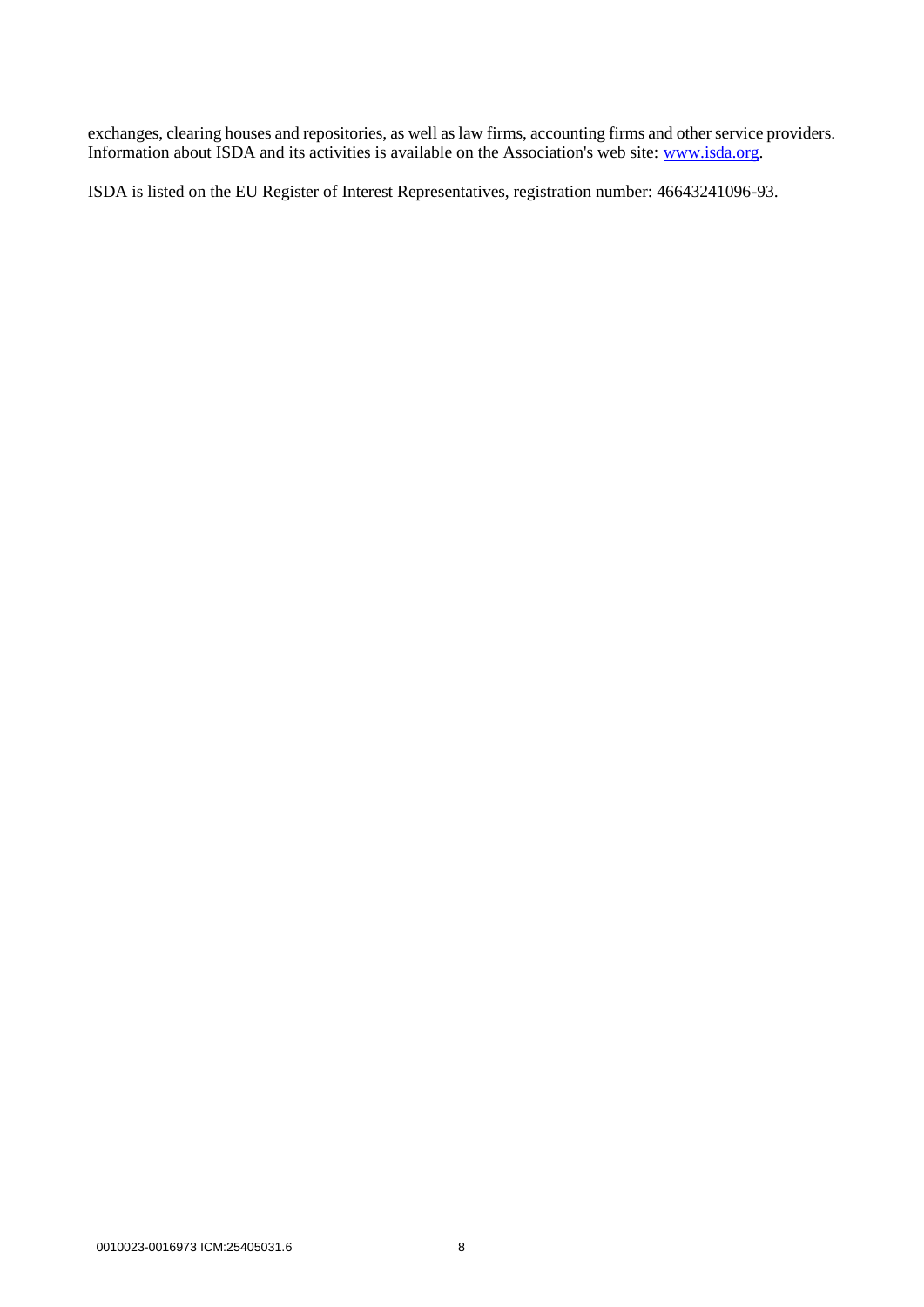exchanges, clearing houses and repositories, as well as law firms, accounting firms and other service providers. Information about ISDA and its activities is available on the Association's web site: [www.isda.org](http://www.isda.org).

ISDA is listed on the EU Register of Interest Representatives, registration number: 46643241096-93.